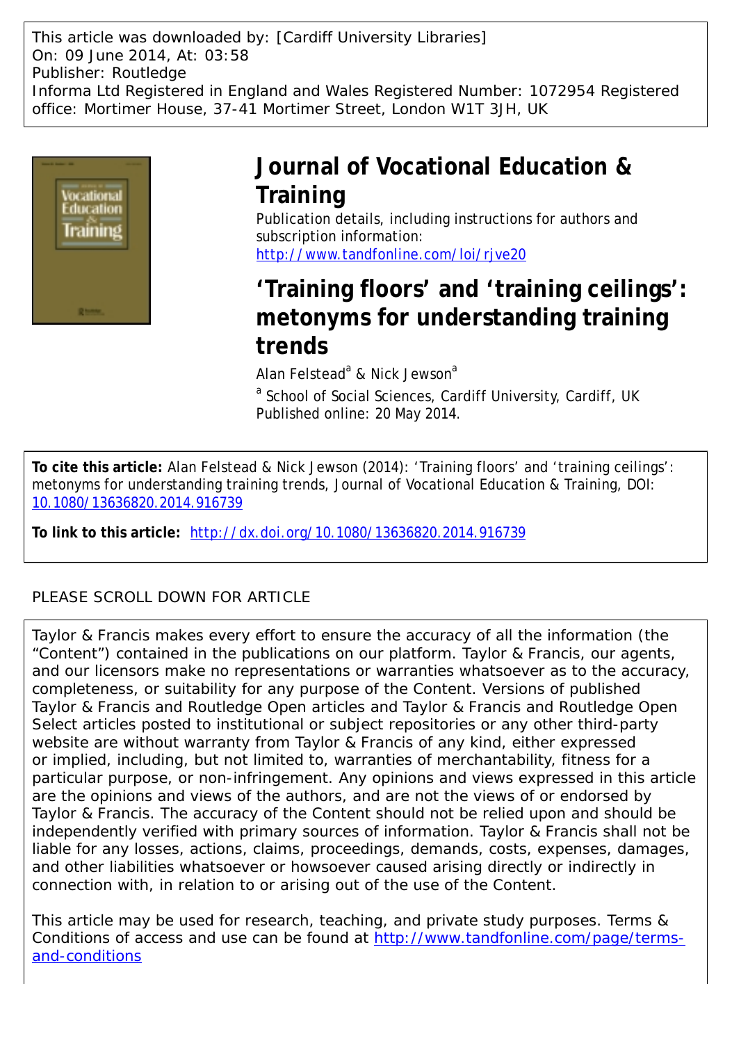This article was downloaded by: [Cardiff University Libraries]
On: 09 June 2014, At: 03:58
Publisher: Routledge
Informa Ltd Registered in England and Wales Registered Number: 1072954 Registered office: Mortimer House, 37-41 Mortimer Street, London W1T 3JH, UK

# Journal of Vocational Education & Training

Publication details, including instructions for authors and subscription information:
http://www.tandfonline.com/loi/rjve20

## 'Training floors' and 'training ceilings': metonyms for understanding training trends

Alan Felstead[a] & Nick Jewson[a]

[a] School of Social Sciences, Cardiff University, Cardiff, UK
Published online: 20 May 2014.

**To cite this article:** Alan Felstead & Nick Jewson (2014): 'Training floors' and 'training ceilings': metonyms for understanding training trends, Journal of Vocational Education & Training, DOI: 10.1080/13636820.2014.916739

**To link to this article:** http://dx.doi.org/10.1080/13636820.2014.916739

PLEASE SCROLL DOWN FOR ARTICLE

Taylor & Francis makes every effort to ensure the accuracy of all the information (the "Content") contained in the publications on our platform. Taylor & Francis, our agents, and our licensors make no representations or warranties whatsoever as to the accuracy, completeness, or suitability for any purpose of the Content. Versions of published Taylor & Francis and Routledge Open articles and Taylor & Francis and Routledge Open Select articles posted to institutional or subject repositories or any other third-party website are without warranty from Taylor & Francis of any kind, either expressed or implied, including, but not limited to, warranties of merchantability, fitness for a particular purpose, or non-infringement. Any opinions and views expressed in this article are the opinions and views of the authors, and are not the views of or endorsed by Taylor & Francis. The accuracy of the Content should not be relied upon and should be independently verified with primary sources of information. Taylor & Francis shall not be liable for any losses, actions, claims, proceedings, demands, costs, expenses, damages, and other liabilities whatsoever or howsoever caused arising directly or indirectly in connection with, in relation to or arising out of the use of the Content.

This article may be used for research, teaching, and private study purposes. Terms & Conditions of access and use can be found at http://www.tandfonline.com/page/terms-and-conditions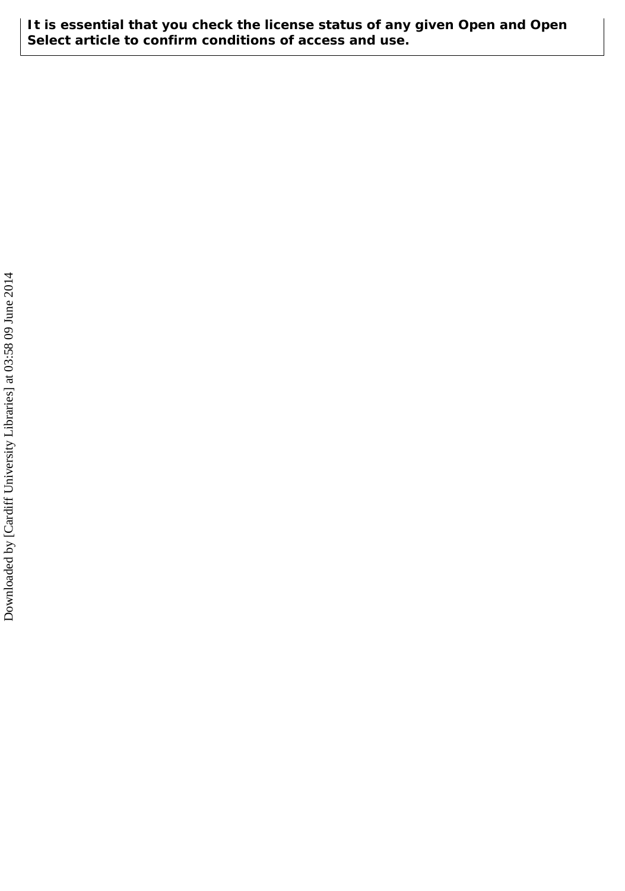**It is essential that you check the license status of any given Open and Open Select article to confirm conditions of access and use.**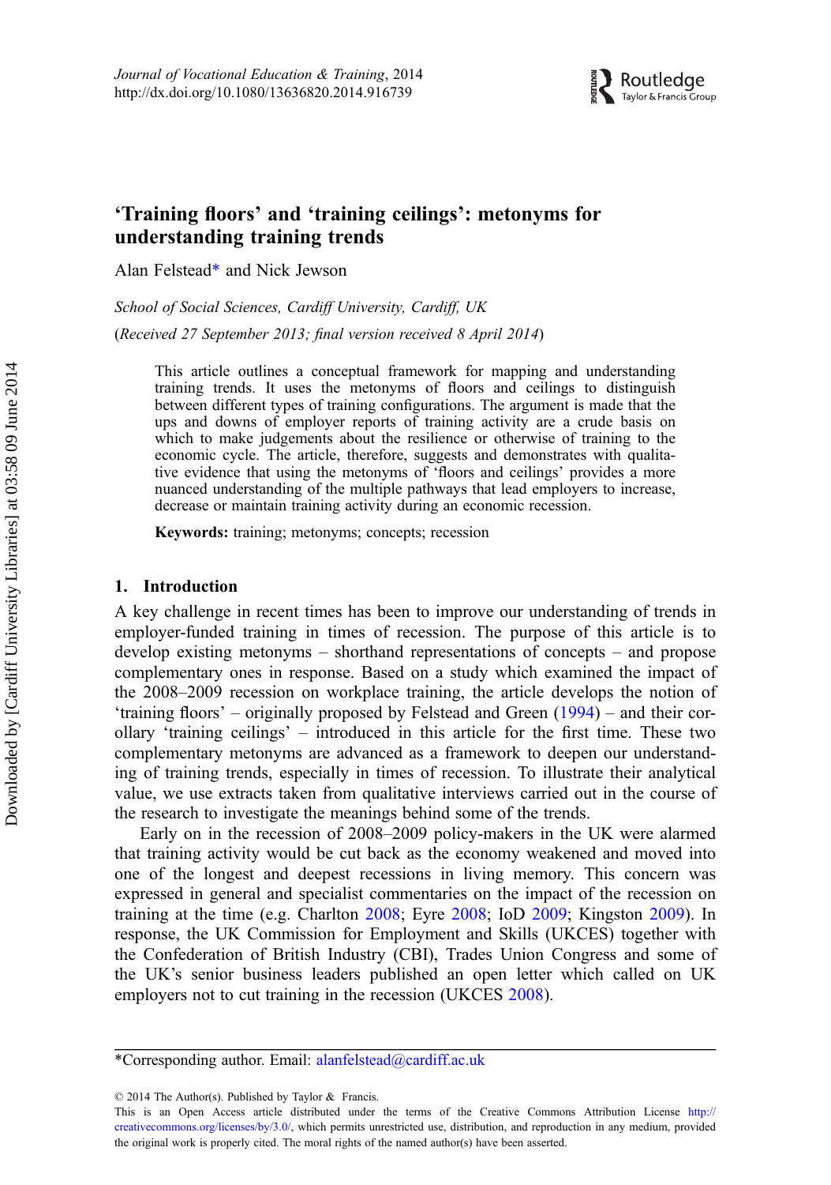# 'Training floors' and 'training ceilings': metonyms for understanding training trends

Alan Felstead* and Nick Jewson

*School of Social Sciences, Cardiff University, Cardiff, UK*

(*Received 27 September 2013; final version received 8 April 2014*)

This article outlines a conceptual framework for mapping and understanding training trends. It uses the metonyms of floors and ceilings to distinguish between different types of training configurations. The argument is made that the ups and downs of employer reports of training activity are a crude basis on which to make judgements about the resilience or otherwise of training to the economic cycle. The article, therefore, suggests and demonstrates with qualitative evidence that using the metonyms of 'floors and ceilings' provides a more nuanced understanding of the multiple pathways that lead employers to increase, decrease or maintain training activity during an economic recession.

**Keywords:** training; metonyms; concepts; recession

## 1. Introduction

A key challenge in recent times has been to improve our understanding of trends in employer-funded training in times of recession. The purpose of this article is to develop existing metonyms – shorthand representations of concepts – and propose complementary ones in response. Based on a study which examined the impact of the 2008–2009 recession on workplace training, the article develops the notion of 'training floors' – originally proposed by Felstead and Green (1994) – and their corollary 'training ceilings' – introduced in this article for the first time. These two complementary metonyms are advanced as a framework to deepen our understanding of training trends, especially in times of recession. To illustrate their analytical value, we use extracts taken from qualitative interviews carried out in the course of the research to investigate the meanings behind some of the trends.

Early on in the recession of 2008–2009 policy-makers in the UK were alarmed that training activity would be cut back as the economy weakened and moved into one of the longest and deepest recessions in living memory. This concern was expressed in general and specialist commentaries on the impact of the recession on training at the time (e.g. Charlton 2008; Eyre 2008; IoD 2009; Kingston 2009). In response, the UK Commission for Employment and Skills (UKCES) together with the Confederation of British Industry (CBI), Trades Union Congress and some of the UK's senior business leaders published an open letter which called on UK employers not to cut training in the recession (UKCES 2008).

*Corresponding author. Email: alanfelstead@cardiff.ac.uk

© 2014 The Author(s). Published by Taylor & Francis.
This is an Open Access article distributed under the terms of the Creative Commons Attribution License http://creativecommons.org/licenses/by/3.0/, which permits unrestricted use, distribution, and reproduction in any medium, provided the original work is properly cited. The moral rights of the named author(s) have been asserted.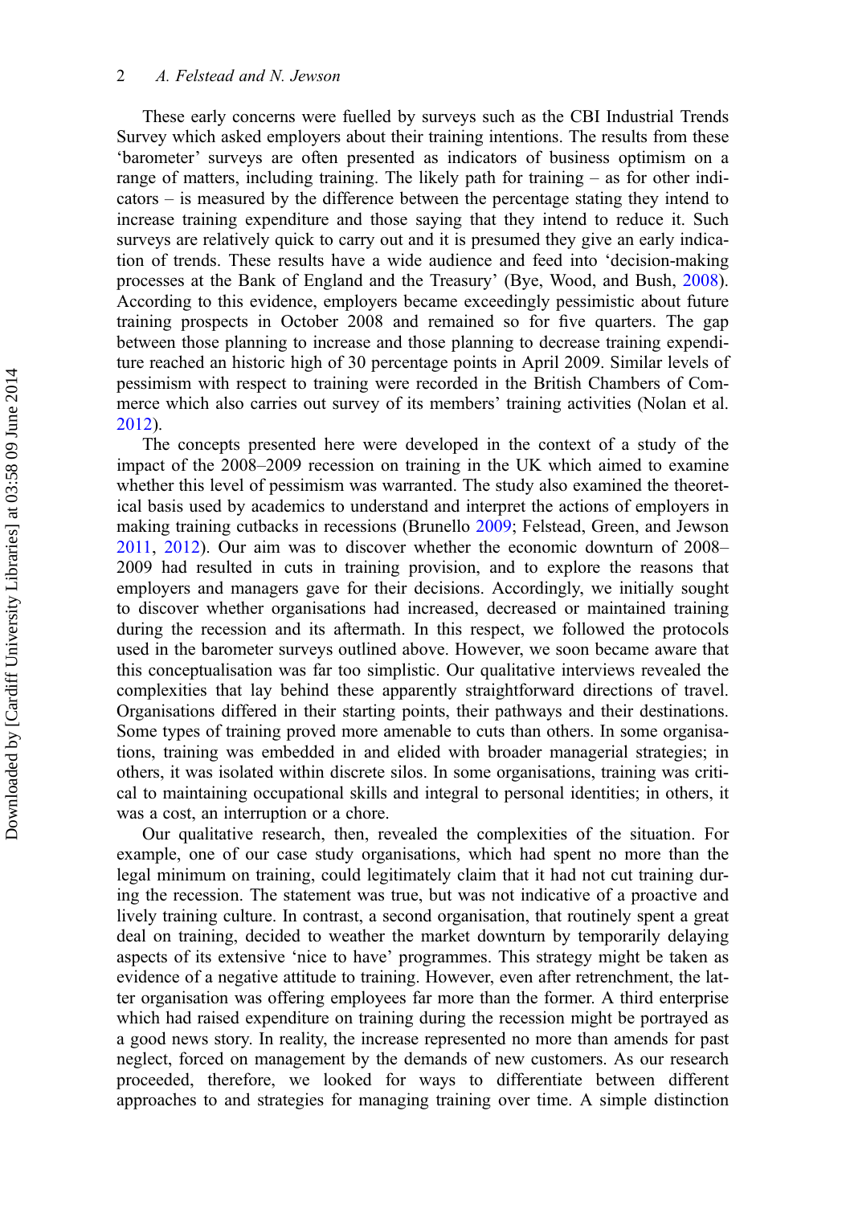These early concerns were fuelled by surveys such as the CBI Industrial Trends Survey which asked employers about their training intentions. The results from these 'barometer' surveys are often presented as indicators of business optimism on a range of matters, including training. The likely path for training – as for other indicators – is measured by the difference between the percentage stating they intend to increase training expenditure and those saying that they intend to reduce it. Such surveys are relatively quick to carry out and it is presumed they give an early indication of trends. These results have a wide audience and feed into 'decision-making processes at the Bank of England and the Treasury' (Bye, Wood, and Bush, 2008). According to this evidence, employers became exceedingly pessimistic about future training prospects in October 2008 and remained so for five quarters. The gap between those planning to increase and those planning to decrease training expenditure reached an historic high of 30 percentage points in April 2009. Similar levels of pessimism with respect to training were recorded in the British Chambers of Commerce which also carries out survey of its members' training activities (Nolan et al. 2012).

The concepts presented here were developed in the context of a study of the impact of the 2008–2009 recession on training in the UK which aimed to examine whether this level of pessimism was warranted. The study also examined the theoretical basis used by academics to understand and interpret the actions of employers in making training cutbacks in recessions (Brunello 2009; Felstead, Green, and Jewson 2011, 2012). Our aim was to discover whether the economic downturn of 2008–2009 had resulted in cuts in training provision, and to explore the reasons that employers and managers gave for their decisions. Accordingly, we initially sought to discover whether organisations had increased, decreased or maintained training during the recession and its aftermath. In this respect, we followed the protocols used in the barometer surveys outlined above. However, we soon became aware that this conceptualisation was far too simplistic. Our qualitative interviews revealed the complexities that lay behind these apparently straightforward directions of travel. Organisations differed in their starting points, their pathways and their destinations. Some types of training proved more amenable to cuts than others. In some organisations, training was embedded in and elided with broader managerial strategies; in others, it was isolated within discrete silos. In some organisations, training was critical to maintaining occupational skills and integral to personal identities; in others, it was a cost, an interruption or a chore.

Our qualitative research, then, revealed the complexities of the situation. For example, one of our case study organisations, which had spent no more than the legal minimum on training, could legitimately claim that it had not cut training during the recession. The statement was true, but was not indicative of a proactive and lively training culture. In contrast, a second organisation, that routinely spent a great deal on training, decided to weather the market downturn by temporarily delaying aspects of its extensive 'nice to have' programmes. This strategy might be taken as evidence of a negative attitude to training. However, even after retrenchment, the latter organisation was offering employees far more than the former. A third enterprise which had raised expenditure on training during the recession might be portrayed as a good news story. In reality, the increase represented no more than amends for past neglect, forced on management by the demands of new customers. As our research proceeded, therefore, we looked for ways to differentiate between different approaches to and strategies for managing training over time. A simple distinction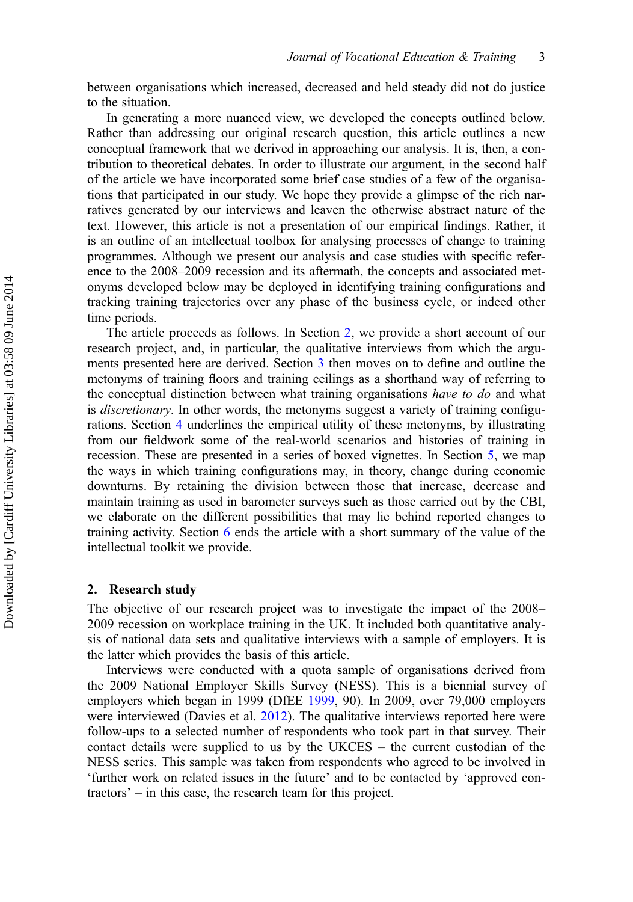between organisations which increased, decreased and held steady did not do justice to the situation.

In generating a more nuanced view, we developed the concepts outlined below. Rather than addressing our original research question, this article outlines a new conceptual framework that we derived in approaching our analysis. It is, then, a contribution to theoretical debates. In order to illustrate our argument, in the second half of the article we have incorporated some brief case studies of a few of the organisations that participated in our study. We hope they provide a glimpse of the rich narratives generated by our interviews and leaven the otherwise abstract nature of the text. However, this article is not a presentation of our empirical findings. Rather, it is an outline of an intellectual toolbox for analysing processes of change to training programmes. Although we present our analysis and case studies with specific reference to the 2008–2009 recession and its aftermath, the concepts and associated metonyms developed below may be deployed in identifying training configurations and tracking training trajectories over any phase of the business cycle, or indeed other time periods.

The article proceeds as follows. In Section 2, we provide a short account of our research project, and, in particular, the qualitative interviews from which the arguments presented here are derived. Section 3 then moves on to define and outline the metonyms of training floors and training ceilings as a shorthand way of referring to the conceptual distinction between what training organisations *have to do* and what is *discretionary*. In other words, the metonyms suggest a variety of training configurations. Section 4 underlines the empirical utility of these metonyms, by illustrating from our fieldwork some of the real-world scenarios and histories of training in recession. These are presented in a series of boxed vignettes. In Section 5, we map the ways in which training configurations may, in theory, change during economic downturns. By retaining the division between those that increase, decrease and maintain training as used in barometer surveys such as those carried out by the CBI, we elaborate on the different possibilities that may lie behind reported changes to training activity. Section 6 ends the article with a short summary of the value of the intellectual toolkit we provide.

## 2. Research study

The objective of our research project was to investigate the impact of the 2008–2009 recession on workplace training in the UK. It included both quantitative analysis of national data sets and qualitative interviews with a sample of employers. It is the latter which provides the basis of this article.

Interviews were conducted with a quota sample of organisations derived from the 2009 National Employer Skills Survey (NESS). This is a biennial survey of employers which began in 1999 (DfEE 1999, 90). In 2009, over 79,000 employers were interviewed (Davies et al. 2012). The qualitative interviews reported here were follow-ups to a selected number of respondents who took part in that survey. Their contact details were supplied to us by the UKCES – the current custodian of the NESS series. This sample was taken from respondents who agreed to be involved in 'further work on related issues in the future' and to be contacted by 'approved contractors' – in this case, the research team for this project.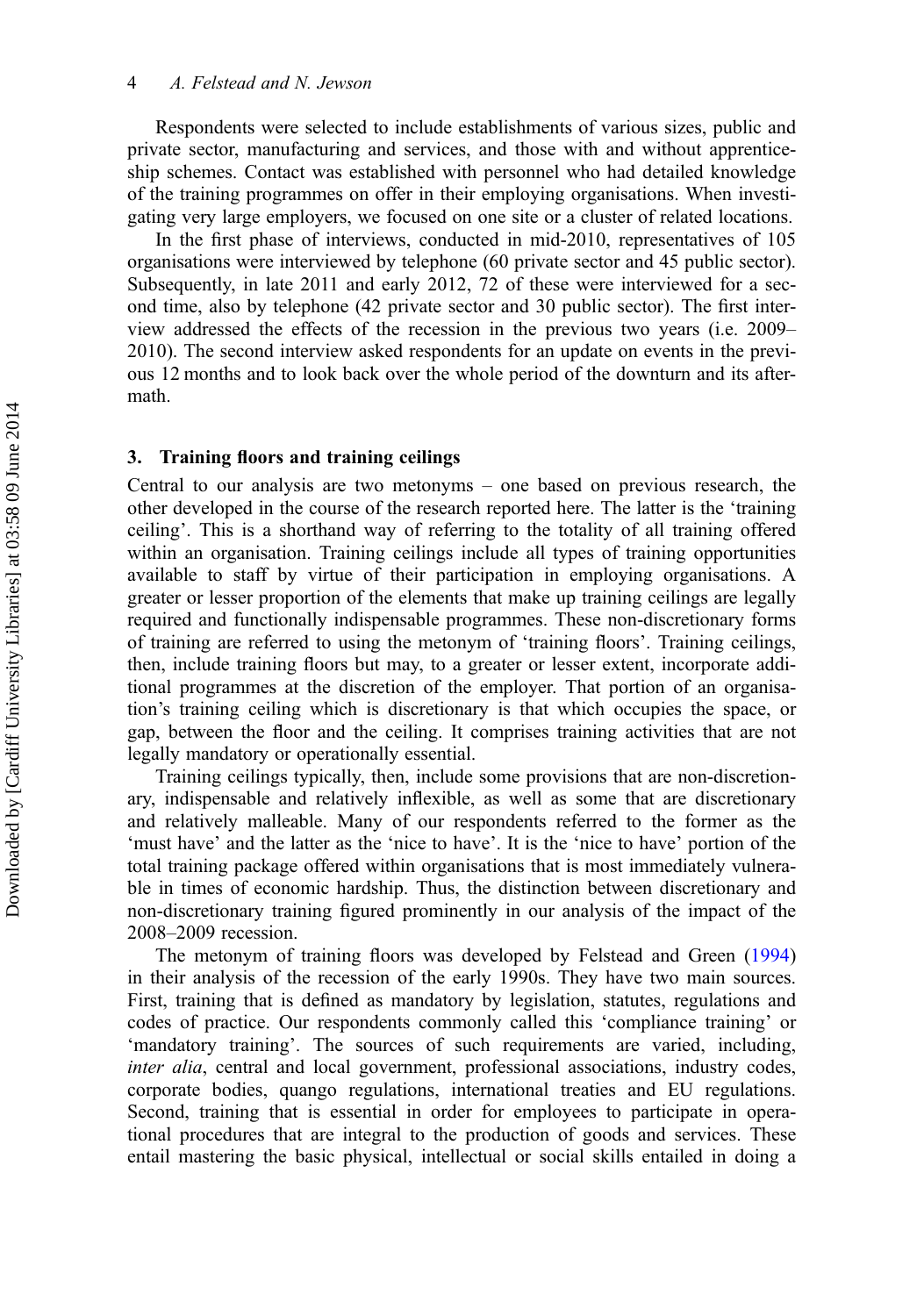Respondents were selected to include establishments of various sizes, public and private sector, manufacturing and services, and those with and without apprenticeship schemes. Contact was established with personnel who had detailed knowledge of the training programmes on offer in their employing organisations. When investigating very large employers, we focused on one site or a cluster of related locations.

In the first phase of interviews, conducted in mid-2010, representatives of 105 organisations were interviewed by telephone (60 private sector and 45 public sector). Subsequently, in late 2011 and early 2012, 72 of these were interviewed for a second time, also by telephone (42 private sector and 30 public sector). The first interview addressed the effects of the recession in the previous two years (i.e. 2009–2010). The second interview asked respondents for an update on events in the previous 12 months and to look back over the whole period of the downturn and its aftermath.

## 3. Training floors and training ceilings

Central to our analysis are two metonyms – one based on previous research, the other developed in the course of the research reported here. The latter is the 'training ceiling'. This is a shorthand way of referring to the totality of all training offered within an organisation. Training ceilings include all types of training opportunities available to staff by virtue of their participation in employing organisations. A greater or lesser proportion of the elements that make up training ceilings are legally required and functionally indispensable programmes. These non-discretionary forms of training are referred to using the metonym of 'training floors'. Training ceilings, then, include training floors but may, to a greater or lesser extent, incorporate additional programmes at the discretion of the employer. That portion of an organisation's training ceiling which is discretionary is that which occupies the space, or gap, between the floor and the ceiling. It comprises training activities that are not legally mandatory or operationally essential.

Training ceilings typically, then, include some provisions that are non-discretionary, indispensable and relatively inflexible, as well as some that are discretionary and relatively malleable. Many of our respondents referred to the former as the 'must have' and the latter as the 'nice to have'. It is the 'nice to have' portion of the total training package offered within organisations that is most immediately vulnerable in times of economic hardship. Thus, the distinction between discretionary and non-discretionary training figured prominently in our analysis of the impact of the 2008–2009 recession.

The metonym of training floors was developed by Felstead and Green (1994) in their analysis of the recession of the early 1990s. They have two main sources. First, training that is defined as mandatory by legislation, statutes, regulations and codes of practice. Our respondents commonly called this 'compliance training' or 'mandatory training'. The sources of such requirements are varied, including, *inter alia*, central and local government, professional associations, industry codes, corporate bodies, quango regulations, international treaties and EU regulations. Second, training that is essential in order for employees to participate in operational procedures that are integral to the production of goods and services. These entail mastering the basic physical, intellectual or social skills entailed in doing a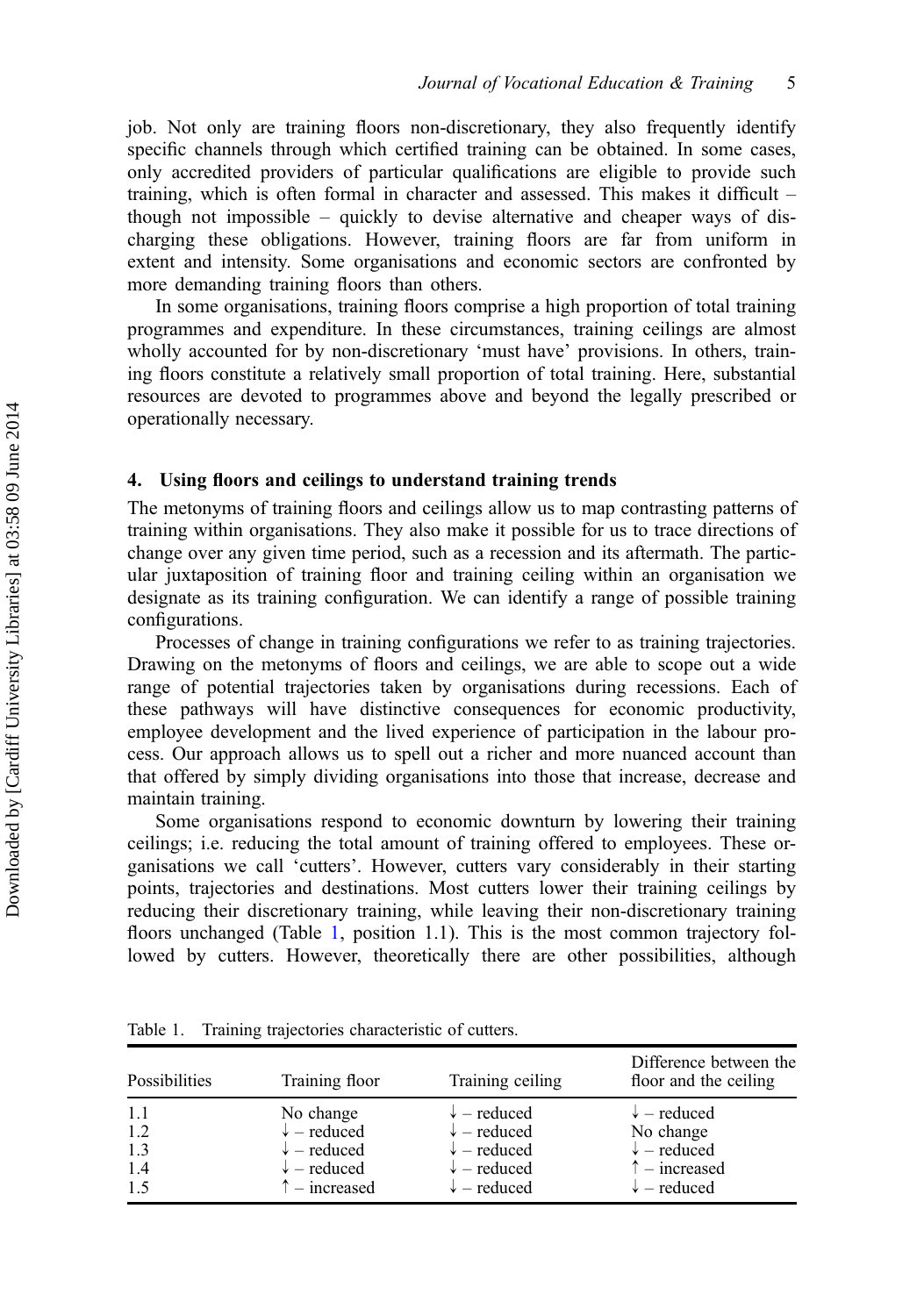job. Not only are training floors non-discretionary, they also frequently identify specific channels through which certified training can be obtained. In some cases, only accredited providers of particular qualifications are eligible to provide such training, which is often formal in character and assessed. This makes it difficult – though not impossible – quickly to devise alternative and cheaper ways of discharging these obligations. However, training floors are far from uniform in extent and intensity. Some organisations and economic sectors are confronted by more demanding training floors than others.

In some organisations, training floors comprise a high proportion of total training programmes and expenditure. In these circumstances, training ceilings are almost wholly accounted for by non-discretionary 'must have' provisions. In others, training floors constitute a relatively small proportion of total training. Here, substantial resources are devoted to programmes above and beyond the legally prescribed or operationally necessary.

## 4. Using floors and ceilings to understand training trends

The metonyms of training floors and ceilings allow us to map contrasting patterns of training within organisations. They also make it possible for us to trace directions of change over any given time period, such as a recession and its aftermath. The particular juxtaposition of training floor and training ceiling within an organisation we designate as its training configuration. We can identify a range of possible training configurations.

Processes of change in training configurations we refer to as training trajectories. Drawing on the metonyms of floors and ceilings, we are able to scope out a wide range of potential trajectories taken by organisations during recessions. Each of these pathways will have distinctive consequences for economic productivity, employee development and the lived experience of participation in the labour process. Our approach allows us to spell out a richer and more nuanced account than that offered by simply dividing organisations into those that increase, decrease and maintain training.

Some organisations respond to economic downturn by lowering their training ceilings; i.e. reducing the total amount of training offered to employees. These organisations we call 'cutters'. However, cutters vary considerably in their starting points, trajectories and destinations. Most cutters lower their training ceilings by reducing their discretionary training, while leaving their non-discretionary training floors unchanged (Table 1, position 1.1). This is the most common trajectory followed by cutters. However, theoretically there are other possibilities, although

Table 1. Training trajectories characteristic of cutters.

| Possibilities | Training floor | Training ceiling | Difference between the floor and the ceiling |
|---|---|---|---|
| 1.1 | No change | ↓ – reduced | ↓ – reduced |
| 1.2 | ↓ – reduced | ↓ – reduced | No change |
| 1.3 | ↓ – reduced | ↓ – reduced | ↓ – reduced |
| 1.4 | ↓ – reduced | ↓ – reduced | ↑ – increased |
| 1.5 | ↑ – increased | ↓ – reduced | ↓ – reduced |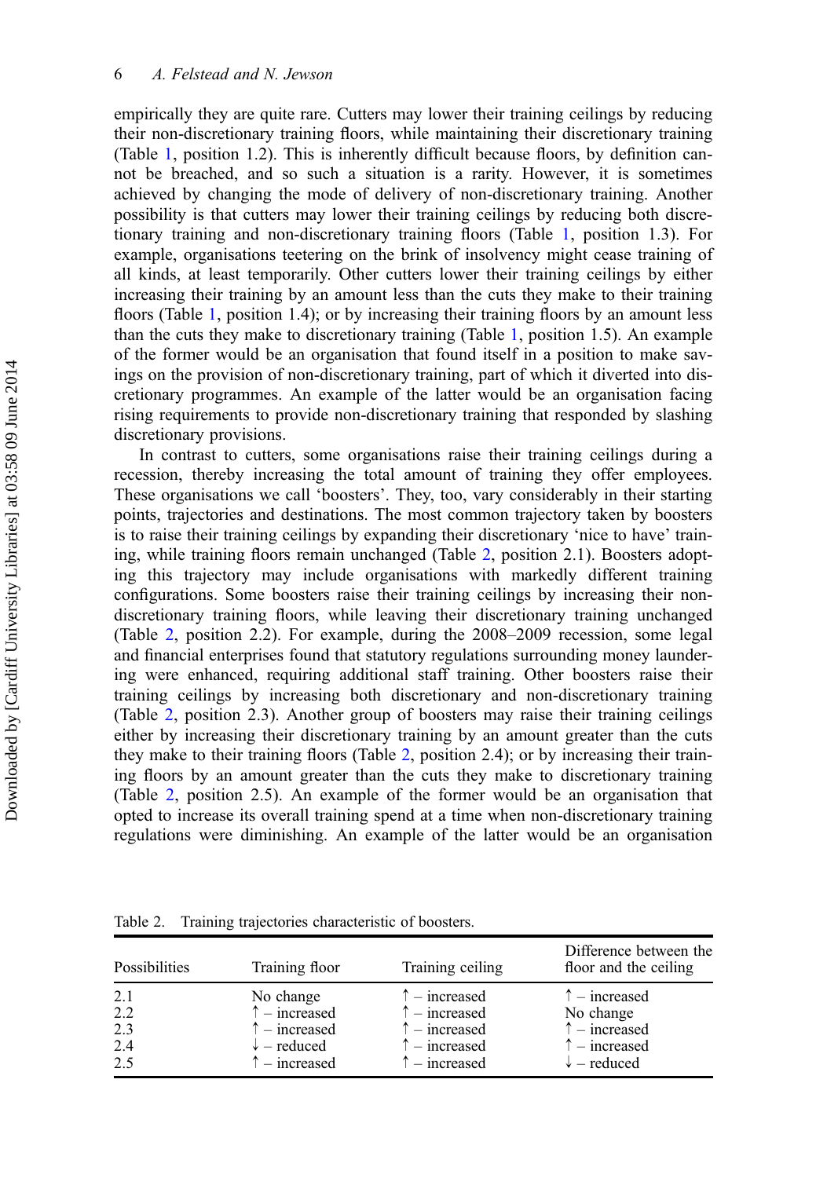empirically they are quite rare. Cutters may lower their training ceilings by reducing their non-discretionary training floors, while maintaining their discretionary training (Table 1, position 1.2). This is inherently difficult because floors, by definition cannot be breached, and so such a situation is a rarity. However, it is sometimes achieved by changing the mode of delivery of non-discretionary training. Another possibility is that cutters may lower their training ceilings by reducing both discretionary training and non-discretionary training floors (Table 1, position 1.3). For example, organisations teetering on the brink of insolvency might cease training of all kinds, at least temporarily. Other cutters lower their training ceilings by either increasing their training by an amount less than the cuts they make to their training floors (Table 1, position 1.4); or by increasing their training floors by an amount less than the cuts they make to discretionary training (Table 1, position 1.5). An example of the former would be an organisation that found itself in a position to make savings on the provision of non-discretionary training, part of which it diverted into discretionary programmes. An example of the latter would be an organisation facing rising requirements to provide non-discretionary training that responded by slashing discretionary provisions.

In contrast to cutters, some organisations raise their training ceilings during a recession, thereby increasing the total amount of training they offer employees. These organisations we call 'boosters'. They, too, vary considerably in their starting points, trajectories and destinations. The most common trajectory taken by boosters is to raise their training ceilings by expanding their discretionary 'nice to have' training, while training floors remain unchanged (Table 2, position 2.1). Boosters adopting this trajectory may include organisations with markedly different training configurations. Some boosters raise their training ceilings by increasing their non-discretionary training floors, while leaving their discretionary training unchanged (Table 2, position 2.2). For example, during the 2008–2009 recession, some legal and financial enterprises found that statutory regulations surrounding money laundering were enhanced, requiring additional staff training. Other boosters raise their training ceilings by increasing both discretionary and non-discretionary training (Table 2, position 2.3). Another group of boosters may raise their training ceilings either by increasing their discretionary training by an amount greater than the cuts they make to their training floors (Table 2, position 2.4); or by increasing their training floors by an amount greater than the cuts they make to discretionary training (Table 2, position 2.5). An example of the former would be an organisation that opted to increase its overall training spend at a time when non-discretionary training regulations were diminishing. An example of the latter would be an organisation

Table 2. Training trajectories characteristic of boosters.

| Possibilities | Training floor | Training ceiling | Difference between the floor and the ceiling |
|---|---|---|---|
| 2.1 | No change | ↑ – increased | ↑ – increased |
| 2.2 | ↑ – increased | ↑ – increased | No change |
| 2.3 | ↑ – increased | ↑ – increased | ↑ – increased |
| 2.4 | ↓ – reduced | ↑ – increased | ↑ – increased |
| 2.5 | ↑ – increased | ↑ – increased | ↓ – reduced |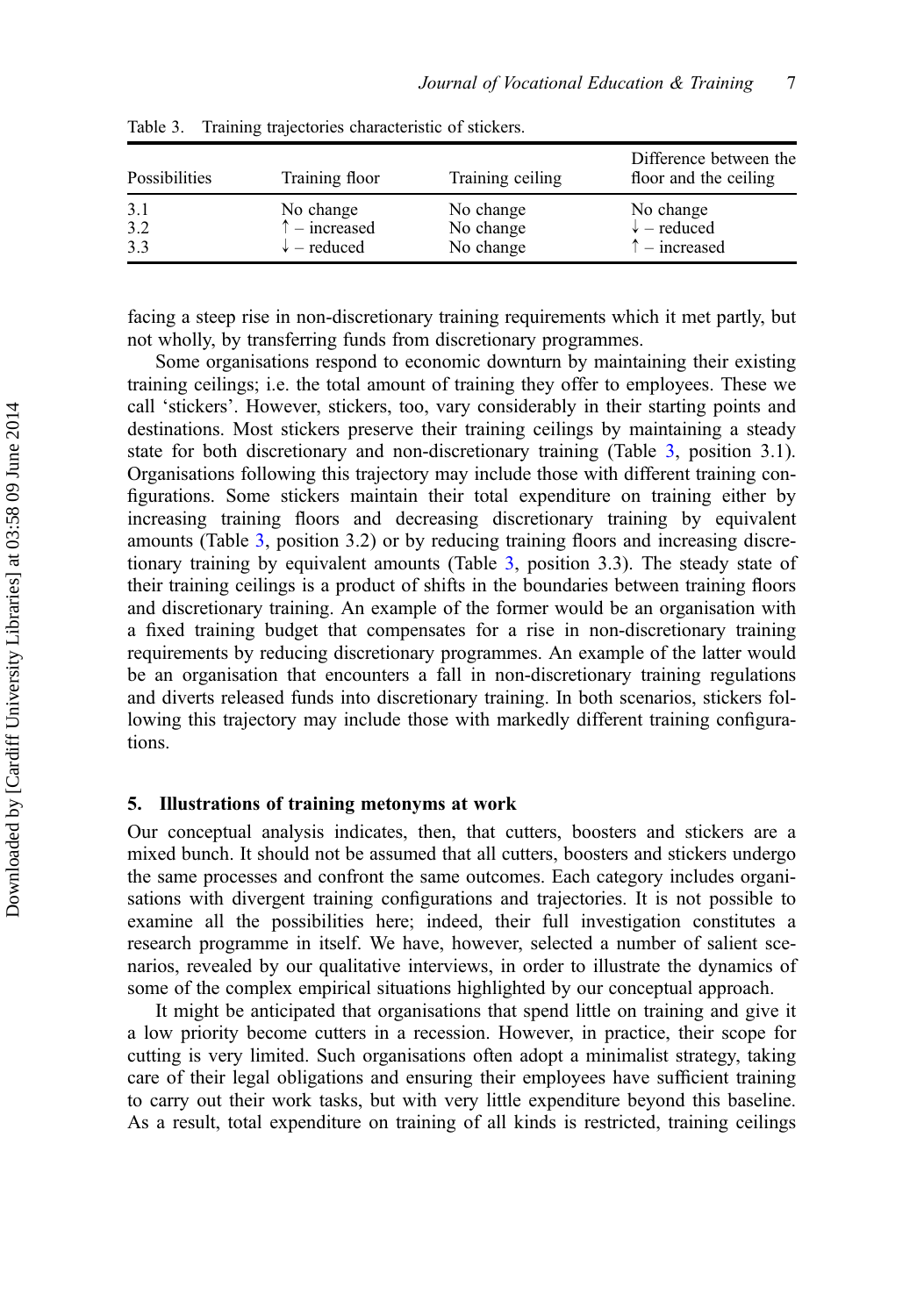Table 3. Training trajectories characteristic of stickers.

| Possibilities | Training floor | Training ceiling | Difference between the floor and the ceiling |
|---|---|---|---|
| 3.1 | No change | No change | No change |
| 3.2 | ↑ – increased | No change | ↓ – reduced |
| 3.3 | ↓ – reduced | No change | ↑ – increased |

facing a steep rise in non-discretionary training requirements which it met partly, but not wholly, by transferring funds from discretionary programmes.

Some organisations respond to economic downturn by maintaining their existing training ceilings; i.e. the total amount of training they offer to employees. These we call 'stickers'. However, stickers, too, vary considerably in their starting points and destinations. Most stickers preserve their training ceilings by maintaining a steady state for both discretionary and non-discretionary training (Table 3, position 3.1). Organisations following this trajectory may include those with different training configurations. Some stickers maintain their total expenditure on training either by increasing training floors and decreasing discretionary training by equivalent amounts (Table 3, position 3.2) or by reducing training floors and increasing discretionary training by equivalent amounts (Table 3, position 3.3). The steady state of their training ceilings is a product of shifts in the boundaries between training floors and discretionary training. An example of the former would be an organisation with a fixed training budget that compensates for a rise in non-discretionary training requirements by reducing discretionary programmes. An example of the latter would be an organisation that encounters a fall in non-discretionary training regulations and diverts released funds into discretionary training. In both scenarios, stickers following this trajectory may include those with markedly different training configurations.

## 5. Illustrations of training metonyms at work

Our conceptual analysis indicates, then, that cutters, boosters and stickers are a mixed bunch. It should not be assumed that all cutters, boosters and stickers undergo the same processes and confront the same outcomes. Each category includes organisations with divergent training configurations and trajectories. It is not possible to examine all the possibilities here; indeed, their full investigation constitutes a research programme in itself. We have, however, selected a number of salient scenarios, revealed by our qualitative interviews, in order to illustrate the dynamics of some of the complex empirical situations highlighted by our conceptual approach.

It might be anticipated that organisations that spend little on training and give it a low priority become cutters in a recession. However, in practice, their scope for cutting is very limited. Such organisations often adopt a minimalist strategy, taking care of their legal obligations and ensuring their employees have sufficient training to carry out their work tasks, but with very little expenditure beyond this baseline. As a result, total expenditure on training of all kinds is restricted, training ceilings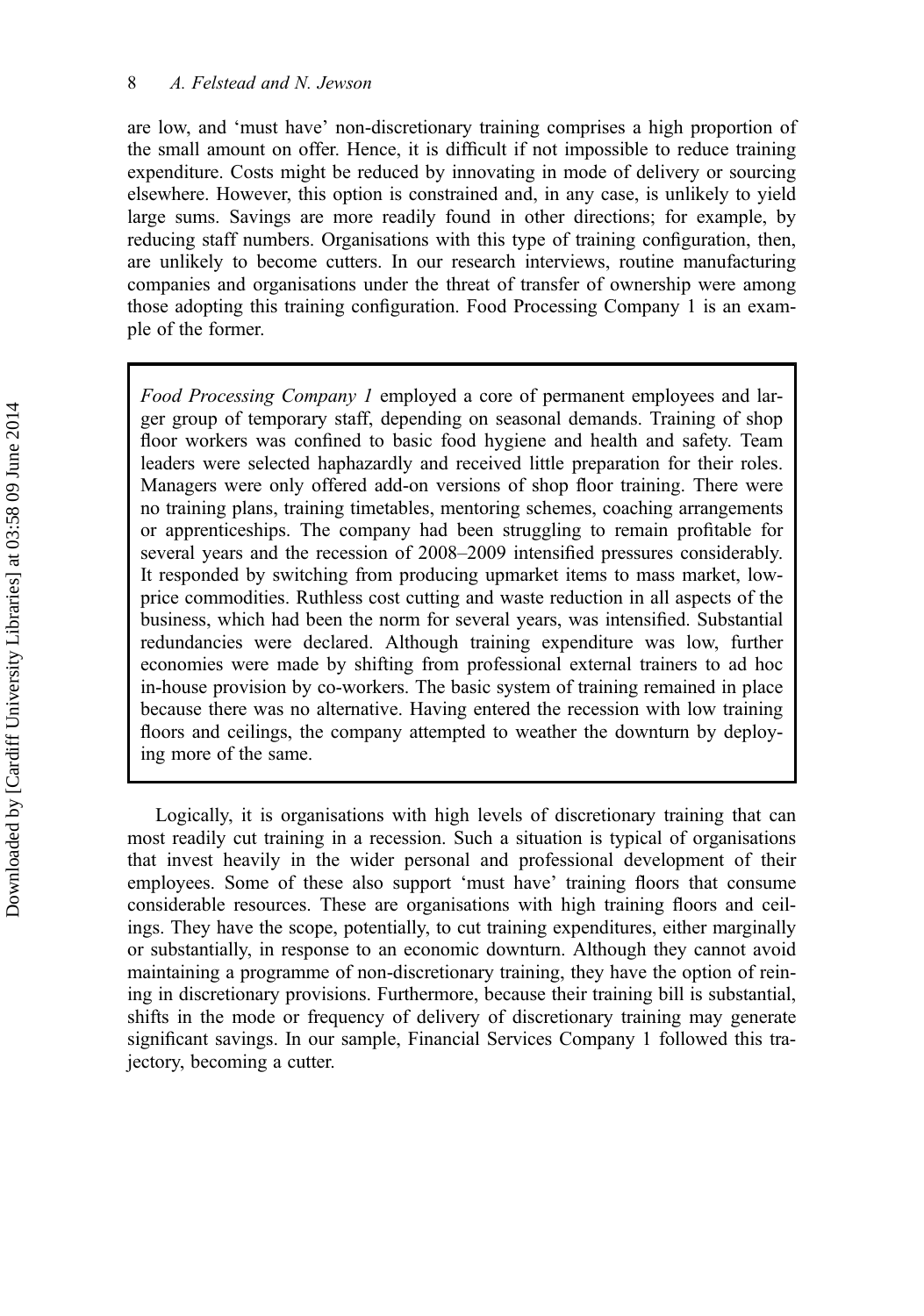are low, and 'must have' non-discretionary training comprises a high proportion of the small amount on offer. Hence, it is difficult if not impossible to reduce training expenditure. Costs might be reduced by innovating in mode of delivery or sourcing elsewhere. However, this option is constrained and, in any case, is unlikely to yield large sums. Savings are more readily found in other directions; for example, by reducing staff numbers. Organisations with this type of training configuration, then, are unlikely to become cutters. In our research interviews, routine manufacturing companies and organisations under the threat of transfer of ownership were among those adopting this training configuration. Food Processing Company 1 is an example of the former.

> *Food Processing Company 1* employed a core of permanent employees and larger group of temporary staff, depending on seasonal demands. Training of shop floor workers was confined to basic food hygiene and health and safety. Team leaders were selected haphazardly and received little preparation for their roles. Managers were only offered add-on versions of shop floor training. There were no training plans, training timetables, mentoring schemes, coaching arrangements or apprenticeships. The company had been struggling to remain profitable for several years and the recession of 2008–2009 intensified pressures considerably. It responded by switching from producing upmarket items to mass market, low-price commodities. Ruthless cost cutting and waste reduction in all aspects of the business, which had been the norm for several years, was intensified. Substantial redundancies were declared. Although training expenditure was low, further economies were made by shifting from professional external trainers to ad hoc in-house provision by co-workers. The basic system of training remained in place because there was no alternative. Having entered the recession with low training floors and ceilings, the company attempted to weather the downturn by deploying more of the same.

Logically, it is organisations with high levels of discretionary training that can most readily cut training in a recession. Such a situation is typical of organisations that invest heavily in the wider personal and professional development of their employees. Some of these also support 'must have' training floors that consume considerable resources. These are organisations with high training floors and ceilings. They have the scope, potentially, to cut training expenditures, either marginally or substantially, in response to an economic downturn. Although they cannot avoid maintaining a programme of non-discretionary training, they have the option of reining in discretionary provisions. Furthermore, because their training bill is substantial, shifts in the mode or frequency of delivery of discretionary training may generate significant savings. In our sample, Financial Services Company 1 followed this trajectory, becoming a cutter.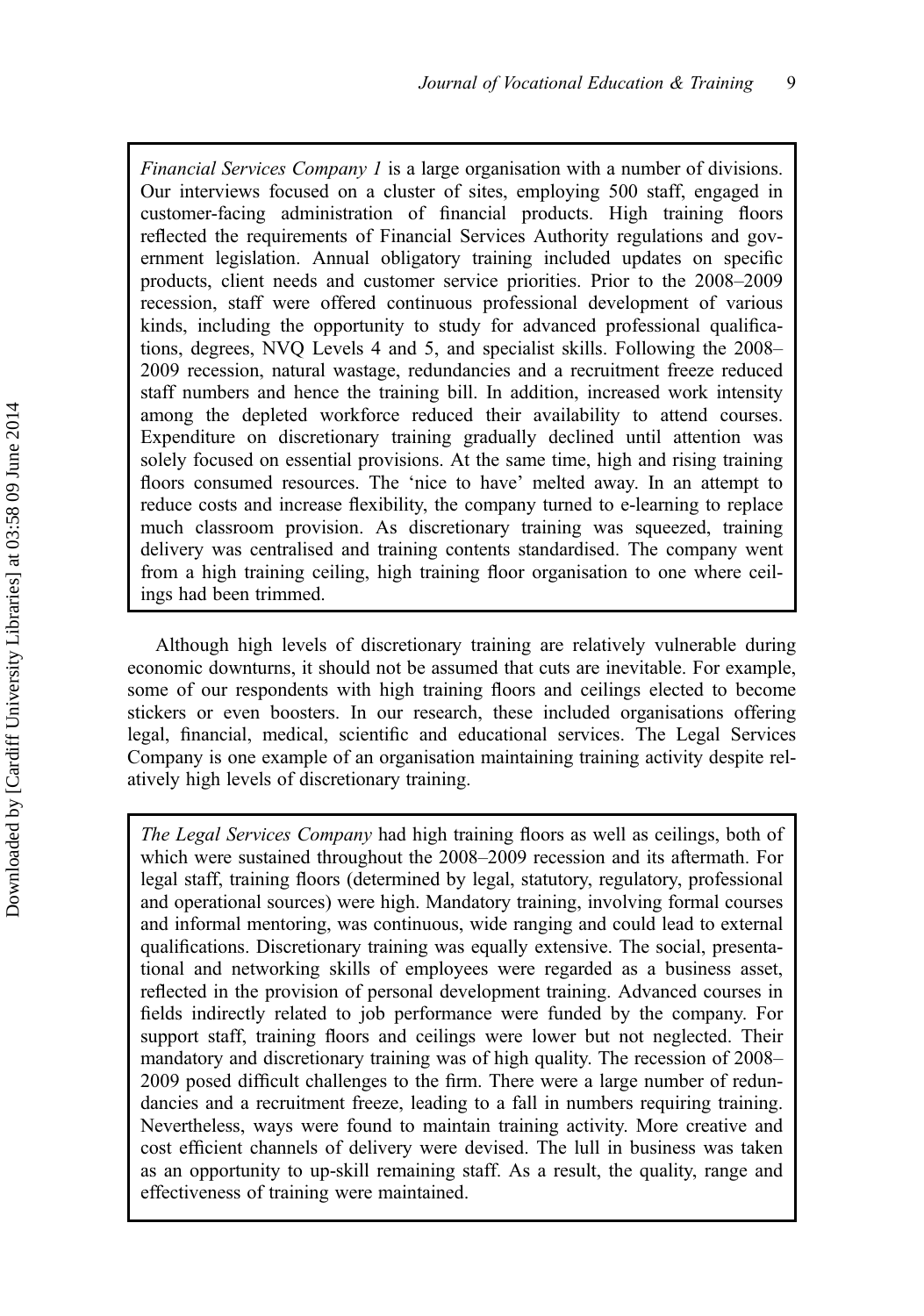*Financial Services Company 1* is a large organisation with a number of divisions. Our interviews focused on a cluster of sites, employing 500 staff, engaged in customer-facing administration of financial products. High training floors reflected the requirements of Financial Services Authority regulations and government legislation. Annual obligatory training included updates on specific products, client needs and customer service priorities. Prior to the 2008–2009 recession, staff were offered continuous professional development of various kinds, including the opportunity to study for advanced professional qualifications, degrees, NVQ Levels 4 and 5, and specialist skills. Following the 2008–2009 recession, natural wastage, redundancies and a recruitment freeze reduced staff numbers and hence the training bill. In addition, increased work intensity among the depleted workforce reduced their availability to attend courses. Expenditure on discretionary training gradually declined until attention was solely focused on essential provisions. At the same time, high and rising training floors consumed resources. The 'nice to have' melted away. In an attempt to reduce costs and increase flexibility, the company turned to e-learning to replace much classroom provision. As discretionary training was squeezed, training delivery was centralised and training contents standardised. The company went from a high training ceiling, high training floor organisation to one where ceilings had been trimmed.

Although high levels of discretionary training are relatively vulnerable during economic downturns, it should not be assumed that cuts are inevitable. For example, some of our respondents with high training floors and ceilings elected to become stickers or even boosters. In our research, these included organisations offering legal, financial, medical, scientific and educational services. The Legal Services Company is one example of an organisation maintaining training activity despite relatively high levels of discretionary training.

*The Legal Services Company* had high training floors as well as ceilings, both of which were sustained throughout the 2008–2009 recession and its aftermath. For legal staff, training floors (determined by legal, statutory, regulatory, professional and operational sources) were high. Mandatory training, involving formal courses and informal mentoring, was continuous, wide ranging and could lead to external qualifications. Discretionary training was equally extensive. The social, presentational and networking skills of employees were regarded as a business asset, reflected in the provision of personal development training. Advanced courses in fields indirectly related to job performance were funded by the company. For support staff, training floors and ceilings were lower but not neglected. Their mandatory and discretionary training was of high quality. The recession of 2008–2009 posed difficult challenges to the firm. There were a large number of redundancies and a recruitment freeze, leading to a fall in numbers requiring training. Nevertheless, ways were found to maintain training activity. More creative and cost efficient channels of delivery were devised. The lull in business was taken as an opportunity to up-skill remaining staff. As a result, the quality, range and effectiveness of training were maintained.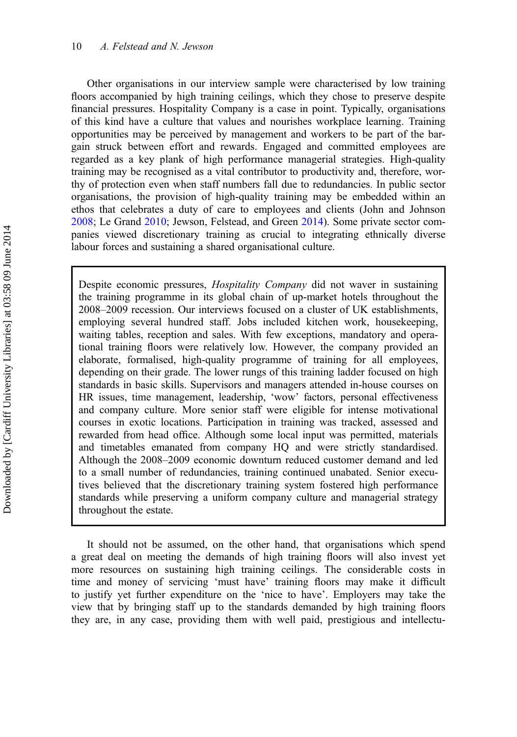Other organisations in our interview sample were characterised by low training floors accompanied by high training ceilings, which they chose to preserve despite financial pressures. Hospitality Company is a case in point. Typically, organisations of this kind have a culture that values and nourishes workplace learning. Training opportunities may be perceived by management and workers to be part of the bargain struck between effort and rewards. Engaged and committed employees are regarded as a key plank of high performance managerial strategies. High-quality training may be recognised as a vital contributor to productivity and, therefore, worthy of protection even when staff numbers fall due to redundancies. In public sector organisations, the provision of high-quality training may be embedded within an ethos that celebrates a duty of care to employees and clients (John and Johnson 2008; Le Grand 2010; Jewson, Felstead, and Green 2014). Some private sector companies viewed discretionary training as crucial to integrating ethnically diverse labour forces and sustaining a shared organisational culture.

> Despite economic pressures, *Hospitality Company* did not waver in sustaining the training programme in its global chain of up-market hotels throughout the 2008–2009 recession. Our interviews focused on a cluster of UK establishments, employing several hundred staff. Jobs included kitchen work, housekeeping, waiting tables, reception and sales. With few exceptions, mandatory and operational training floors were relatively low. However, the company provided an elaborate, formalised, high-quality programme of training for all employees, depending on their grade. The lower rungs of this training ladder focused on high standards in basic skills. Supervisors and managers attended in-house courses on HR issues, time management, leadership, 'wow' factors, personal effectiveness and company culture. More senior staff were eligible for intense motivational courses in exotic locations. Participation in training was tracked, assessed and rewarded from head office. Although some local input was permitted, materials and timetables emanated from company HQ and were strictly standardised. Although the 2008–2009 economic downturn reduced customer demand and led to a small number of redundancies, training continued unabated. Senior executives believed that the discretionary training system fostered high performance standards while preserving a uniform company culture and managerial strategy throughout the estate.

It should not be assumed, on the other hand, that organisations which spend a great deal on meeting the demands of high training floors will also invest yet more resources on sustaining high training ceilings. The considerable costs in time and money of servicing 'must have' training floors may make it difficult to justify yet further expenditure on the 'nice to have'. Employers may take the view that by bringing staff up to the standards demanded by high training floors they are, in any case, providing them with well paid, prestigious and intellectu-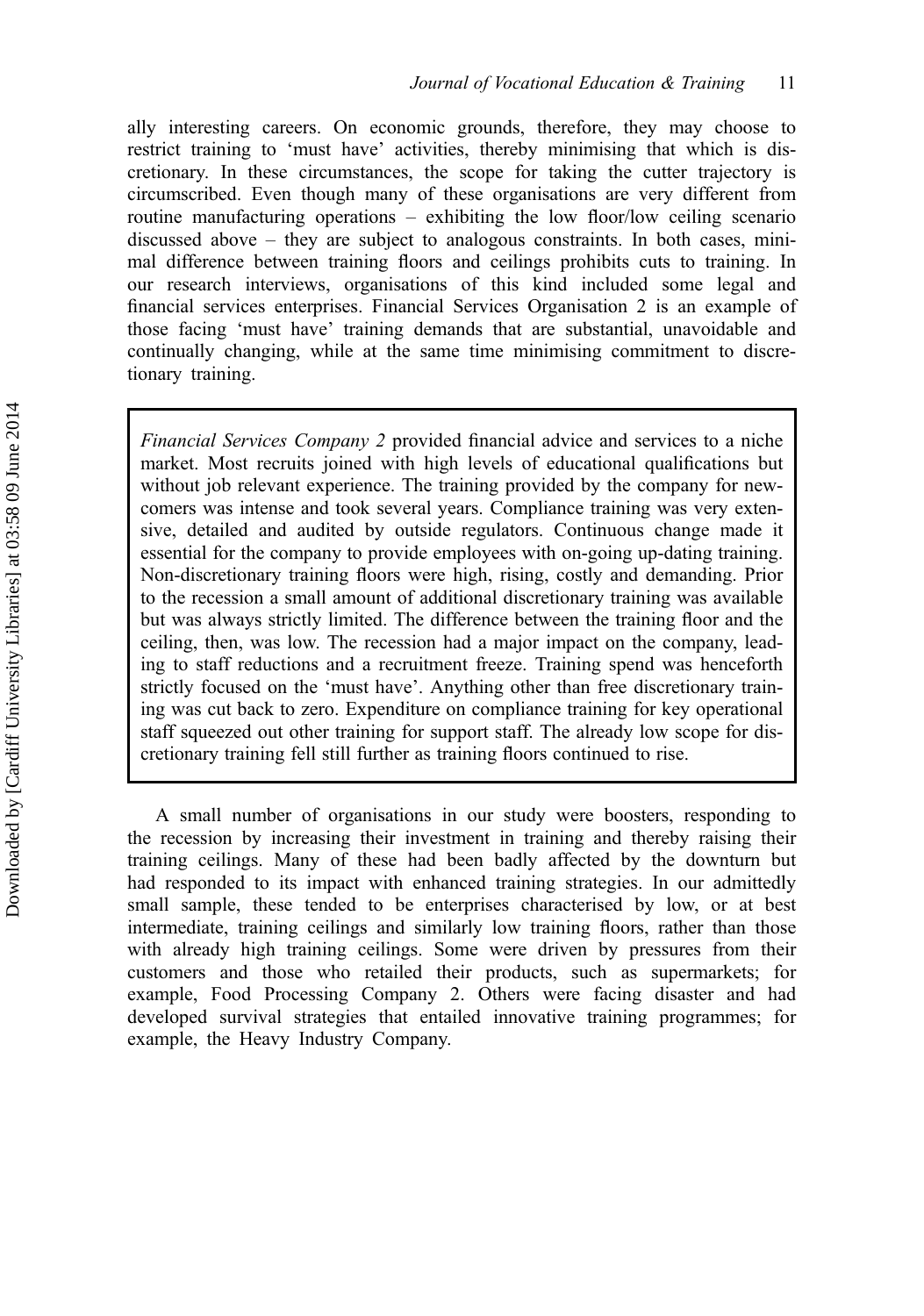ally interesting careers. On economic grounds, therefore, they may choose to restrict training to 'must have' activities, thereby minimising that which is discretionary. In these circumstances, the scope for taking the cutter trajectory is circumscribed. Even though many of these organisations are very different from routine manufacturing operations – exhibiting the low floor/low ceiling scenario discussed above – they are subject to analogous constraints. In both cases, minimal difference between training floors and ceilings prohibits cuts to training. In our research interviews, organisations of this kind included some legal and financial services enterprises. Financial Services Organisation 2 is an example of those facing 'must have' training demands that are substantial, unavoidable and continually changing, while at the same time minimising commitment to discretionary training.

> *Financial Services Company 2* provided financial advice and services to a niche market. Most recruits joined with high levels of educational qualifications but without job relevant experience. The training provided by the company for newcomers was intense and took several years. Compliance training was very extensive, detailed and audited by outside regulators. Continuous change made it essential for the company to provide employees with on-going up-dating training. Non-discretionary training floors were high, rising, costly and demanding. Prior to the recession a small amount of additional discretionary training was available but was always strictly limited. The difference between the training floor and the ceiling, then, was low. The recession had a major impact on the company, leading to staff reductions and a recruitment freeze. Training spend was henceforth strictly focused on the 'must have'. Anything other than free discretionary training was cut back to zero. Expenditure on compliance training for key operational staff squeezed out other training for support staff. The already low scope for discretionary training fell still further as training floors continued to rise.

A small number of organisations in our study were boosters, responding to the recession by increasing their investment in training and thereby raising their training ceilings. Many of these had been badly affected by the downturn but had responded to its impact with enhanced training strategies. In our admittedly small sample, these tended to be enterprises characterised by low, or at best intermediate, training ceilings and similarly low training floors, rather than those with already high training ceilings. Some were driven by pressures from their customers and those who retailed their products, such as supermarkets; for example, Food Processing Company 2. Others were facing disaster and had developed survival strategies that entailed innovative training programmes; for example, the Heavy Industry Company.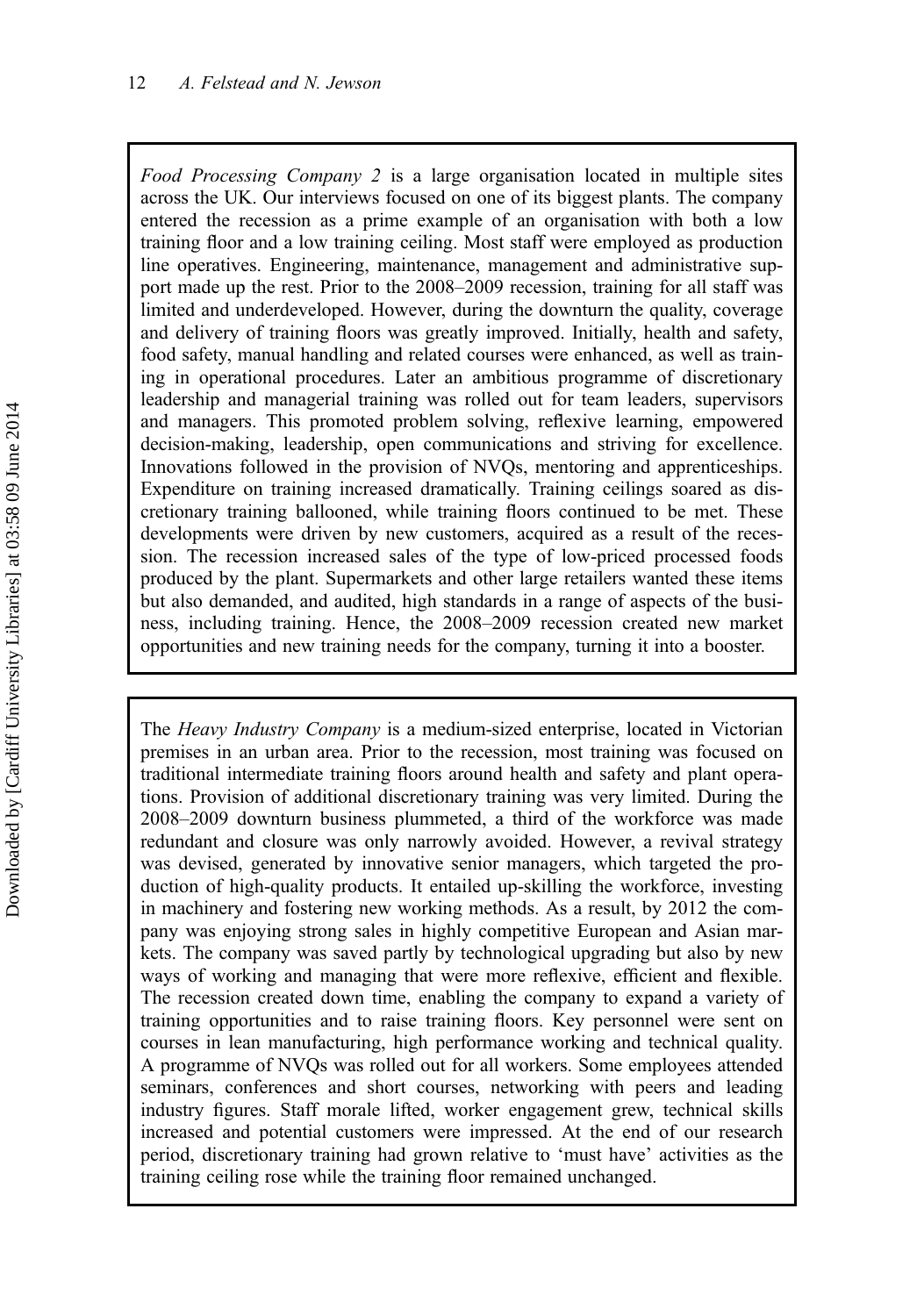*Food Processing Company 2* is a large organisation located in multiple sites across the UK. Our interviews focused on one of its biggest plants. The company entered the recession as a prime example of an organisation with both a low training floor and a low training ceiling. Most staff were employed as production line operatives. Engineering, maintenance, management and administrative support made up the rest. Prior to the 2008–2009 recession, training for all staff was limited and underdeveloped. However, during the downturn the quality, coverage and delivery of training floors was greatly improved. Initially, health and safety, food safety, manual handling and related courses were enhanced, as well as training in operational procedures. Later an ambitious programme of discretionary leadership and managerial training was rolled out for team leaders, supervisors and managers. This promoted problem solving, reflexive learning, empowered decision-making, leadership, open communications and striving for excellence. Innovations followed in the provision of NVQs, mentoring and apprenticeships. Expenditure on training increased dramatically. Training ceilings soared as discretionary training ballooned, while training floors continued to be met. These developments were driven by new customers, acquired as a result of the recession. The recession increased sales of the type of low-priced processed foods produced by the plant. Supermarkets and other large retailers wanted these items but also demanded, and audited, high standards in a range of aspects of the business, including training. Hence, the 2008–2009 recession created new market opportunities and new training needs for the company, turning it into a booster.

The *Heavy Industry Company* is a medium-sized enterprise, located in Victorian premises in an urban area. Prior to the recession, most training was focused on traditional intermediate training floors around health and safety and plant operations. Provision of additional discretionary training was very limited. During the 2008–2009 downturn business plummeted, a third of the workforce was made redundant and closure was only narrowly avoided. However, a revival strategy was devised, generated by innovative senior managers, which targeted the production of high-quality products. It entailed up-skilling the workforce, investing in machinery and fostering new working methods. As a result, by 2012 the company was enjoying strong sales in highly competitive European and Asian markets. The company was saved partly by technological upgrading but also by new ways of working and managing that were more reflexive, efficient and flexible. The recession created down time, enabling the company to expand a variety of training opportunities and to raise training floors. Key personnel were sent on courses in lean manufacturing, high performance working and technical quality. A programme of NVQs was rolled out for all workers. Some employees attended seminars, conferences and short courses, networking with peers and leading industry figures. Staff morale lifted, worker engagement grew, technical skills increased and potential customers were impressed. At the end of our research period, discretionary training had grown relative to 'must have' activities as the training ceiling rose while the training floor remained unchanged.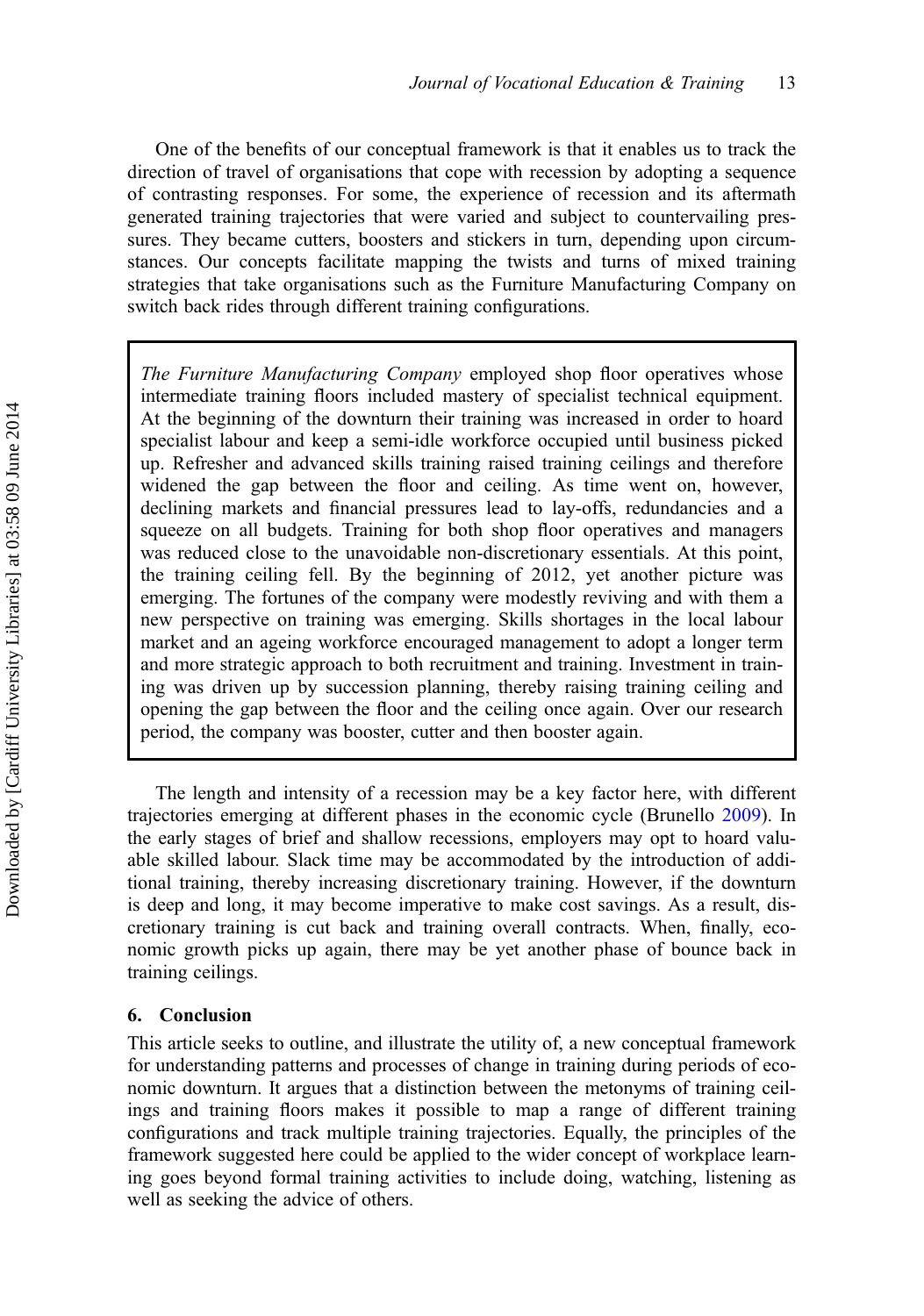One of the benefits of our conceptual framework is that it enables us to track the direction of travel of organisations that cope with recession by adopting a sequence of contrasting responses. For some, the experience of recession and its aftermath generated training trajectories that were varied and subject to countervailing pressures. They became cutters, boosters and stickers in turn, depending upon circumstances. Our concepts facilitate mapping the twists and turns of mixed training strategies that take organisations such as the Furniture Manufacturing Company on switch back rides through different training configurations.

> *The Furniture Manufacturing Company* employed shop floor operatives whose intermediate training floors included mastery of specialist technical equipment. At the beginning of the downturn their training was increased in order to hoard specialist labour and keep a semi-idle workforce occupied until business picked up. Refresher and advanced skills training raised training ceilings and therefore widened the gap between the floor and ceiling. As time went on, however, declining markets and financial pressures lead to lay-offs, redundancies and a squeeze on all budgets. Training for both shop floor operatives and managers was reduced close to the unavoidable non-discretionary essentials. At this point, the training ceiling fell. By the beginning of 2012, yet another picture was emerging. The fortunes of the company were modestly reviving and with them a new perspective on training was emerging. Skills shortages in the local labour market and an ageing workforce encouraged management to adopt a longer term and more strategic approach to both recruitment and training. Investment in training was driven up by succession planning, thereby raising training ceiling and opening the gap between the floor and the ceiling once again. Over our research period, the company was booster, cutter and then booster again.

The length and intensity of a recession may be a key factor here, with different trajectories emerging at different phases in the economic cycle (Brunello 2009). In the early stages of brief and shallow recessions, employers may opt to hoard valuable skilled labour. Slack time may be accommodated by the introduction of additional training, thereby increasing discretionary training. However, if the downturn is deep and long, it may become imperative to make cost savings. As a result, discretionary training is cut back and training overall contracts. When, finally, economic growth picks up again, there may be yet another phase of bounce back in training ceilings.

## 6. Conclusion

This article seeks to outline, and illustrate the utility of, a new conceptual framework for understanding patterns and processes of change in training during periods of economic downturn. It argues that a distinction between the metonyms of training ceilings and training floors makes it possible to map a range of different training configurations and track multiple training trajectories. Equally, the principles of the framework suggested here could be applied to the wider concept of workplace learning goes beyond formal training activities to include doing, watching, listening as well as seeking the advice of others.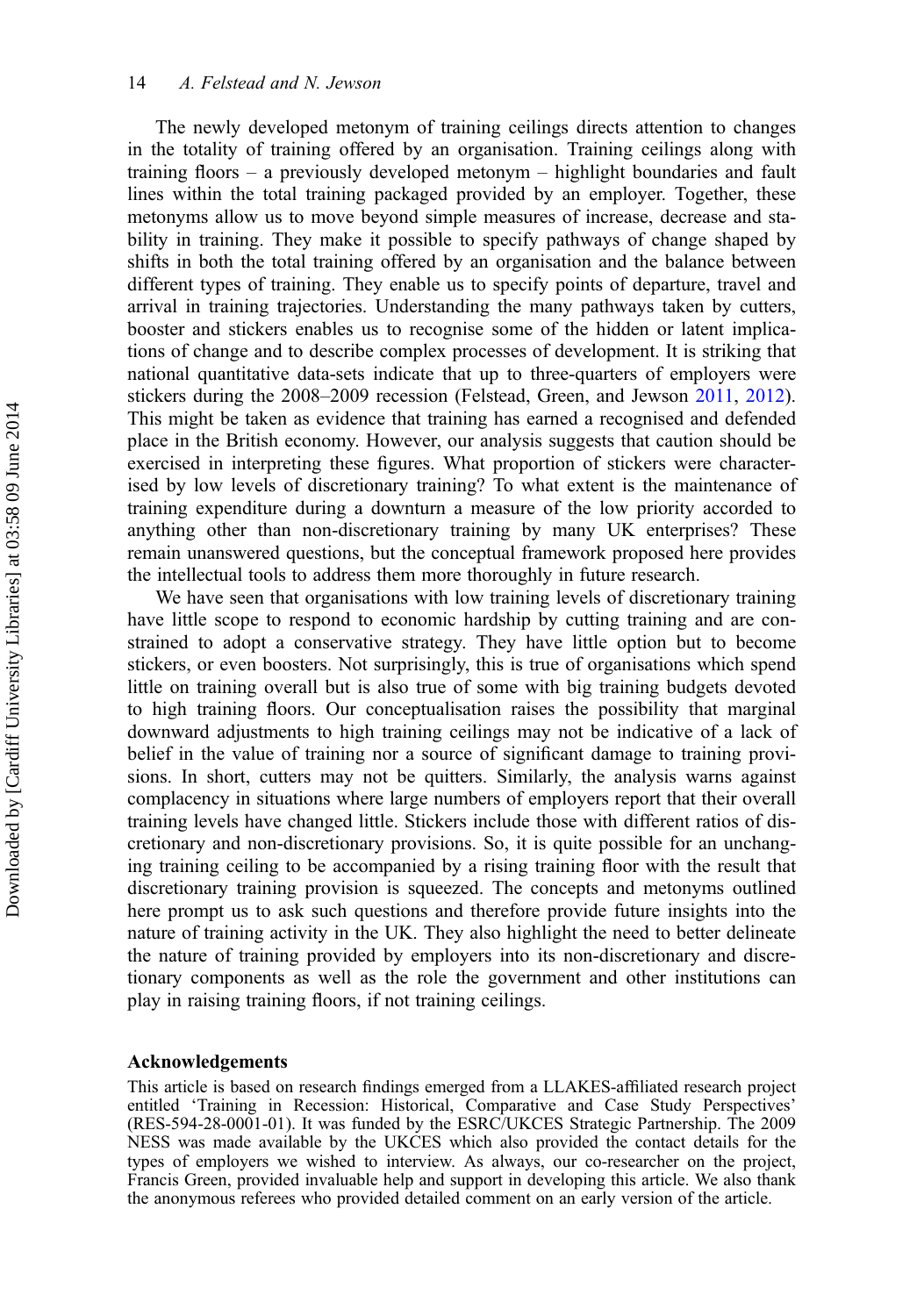The newly developed metonym of training ceilings directs attention to changes in the totality of training offered by an organisation. Training ceilings along with training floors – a previously developed metonym – highlight boundaries and fault lines within the total training packaged provided by an employer. Together, these metonyms allow us to move beyond simple measures of increase, decrease and stability in training. They make it possible to specify pathways of change shaped by shifts in both the total training offered by an organisation and the balance between different types of training. They enable us to specify points of departure, travel and arrival in training trajectories. Understanding the many pathways taken by cutters, booster and stickers enables us to recognise some of the hidden or latent implications of change and to describe complex processes of development. It is striking that national quantitative data-sets indicate that up to three-quarters of employers were stickers during the 2008–2009 recession (Felstead, Green, and Jewson 2011, 2012). This might be taken as evidence that training has earned a recognised and defended place in the British economy. However, our analysis suggests that caution should be exercised in interpreting these figures. What proportion of stickers were characterised by low levels of discretionary training? To what extent is the maintenance of training expenditure during a downturn a measure of the low priority accorded to anything other than non-discretionary training by many UK enterprises? These remain unanswered questions, but the conceptual framework proposed here provides the intellectual tools to address them more thoroughly in future research.

We have seen that organisations with low training levels of discretionary training have little scope to respond to economic hardship by cutting training and are constrained to adopt a conservative strategy. They have little option but to become stickers, or even boosters. Not surprisingly, this is true of organisations which spend little on training overall but is also true of some with big training budgets devoted to high training floors. Our conceptualisation raises the possibility that marginal downward adjustments to high training ceilings may not be indicative of a lack of belief in the value of training nor a source of significant damage to training provisions. In short, cutters may not be quitters. Similarly, the analysis warns against complacency in situations where large numbers of employers report that their overall training levels have changed little. Stickers include those with different ratios of discretionary and non-discretionary provisions. So, it is quite possible for an unchanging training ceiling to be accompanied by a rising training floor with the result that discretionary training provision is squeezed. The concepts and metonyms outlined here prompt us to ask such questions and therefore provide future insights into the nature of training activity in the UK. They also highlight the need to better delineate the nature of training provided by employers into its non-discretionary and discretionary components as well as the role the government and other institutions can play in raising training floors, if not training ceilings.

## Acknowledgements

This article is based on research findings emerged from a LLAKES-affiliated research project entitled 'Training in Recession: Historical, Comparative and Case Study Perspectives' (RES-594-28-0001-01). It was funded by the ESRC/UKCES Strategic Partnership. The 2009 NESS was made available by the UKCES which also provided the contact details for the types of employers we wished to interview. As always, our co-researcher on the project, Francis Green, provided invaluable help and support in developing this article. We also thank the anonymous referees who provided detailed comment on an early version of the article.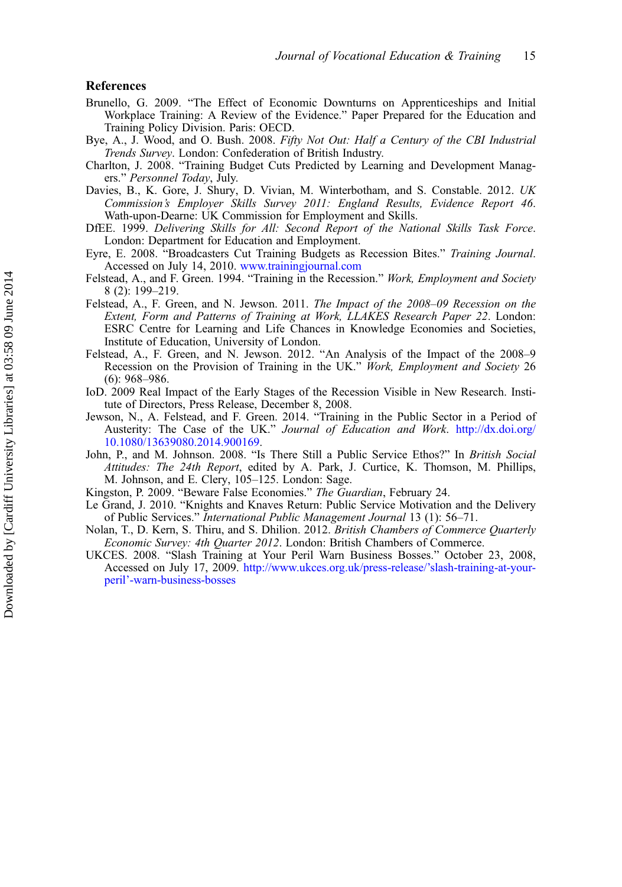## References

Brunello, G. 2009. "The Effect of Economic Downturns on Apprenticeships and Initial Workplace Training: A Review of the Evidence." Paper Prepared for the Education and Training Policy Division. Paris: OECD.

Bye, A., J. Wood, and O. Bush. 2008. *Fifty Not Out: Half a Century of the CBI Industrial Trends Survey*. London: Confederation of British Industry.

Charlton, J. 2008. "Training Budget Cuts Predicted by Learning and Development Managers." *Personnel Today*, July.

Davies, B., K. Gore, J. Shury, D. Vivian, M. Winterbotham, and S. Constable. 2012. *UK Commission's Employer Skills Survey 2011: England Results, Evidence Report 46*. Wath-upon-Dearne: UK Commission for Employment and Skills.

DfEE. 1999. *Delivering Skills for All: Second Report of the National Skills Task Force*. London: Department for Education and Employment.

Eyre, E. 2008. "Broadcasters Cut Training Budgets as Recession Bites." *Training Journal*. Accessed on July 14, 2010. www.trainingjournal.com

Felstead, A., and F. Green. 1994. "Training in the Recession." *Work, Employment and Society* 8 (2): 199–219.

Felstead, A., F. Green, and N. Jewson. 2011. *The Impact of the 2008–09 Recession on the Extent, Form and Patterns of Training at Work, LLAKES Research Paper 22*. London: ESRC Centre for Learning and Life Chances in Knowledge Economies and Societies, Institute of Education, University of London.

Felstead, A., F. Green, and N. Jewson. 2012. "An Analysis of the Impact of the 2008–9 Recession on the Provision of Training in the UK." *Work, Employment and Society* 26 (6): 968–986.

IoD. 2009 Real Impact of the Early Stages of the Recession Visible in New Research. Institute of Directors, Press Release, December 8, 2008.

Jewson, N., A. Felstead, and F. Green. 2014. "Training in the Public Sector in a Period of Austerity: The Case of the UK." *Journal of Education and Work*. http://dx.doi.org/10.1080/13639080.2014.900169.

John, P., and M. Johnson. 2008. "Is There Still a Public Service Ethos?" In *British Social Attitudes: The 24th Report*, edited by A. Park, J. Curtice, K. Thomson, M. Phillips, M. Johnson, and E. Clery, 105–125. London: Sage.

Kingston, P. 2009. "Beware False Economies." *The Guardian*, February 24.

Le Grand, J. 2010. "Knights and Knaves Return: Public Service Motivation and the Delivery of Public Services." *International Public Management Journal* 13 (1): 56–71.

Nolan, T., D. Kern, S. Thiru, and S. Dhilion. 2012. *British Chambers of Commerce Quarterly Economic Survey: 4th Quarter 2012*. London: British Chambers of Commerce.

UKCES. 2008. "Slash Training at Your Peril Warn Business Bosses." October 23, 2008, Accessed on July 17, 2009. http://www.ukces.org.uk/press-release/'slash-training-at-your-peril'-warn-business-bosses